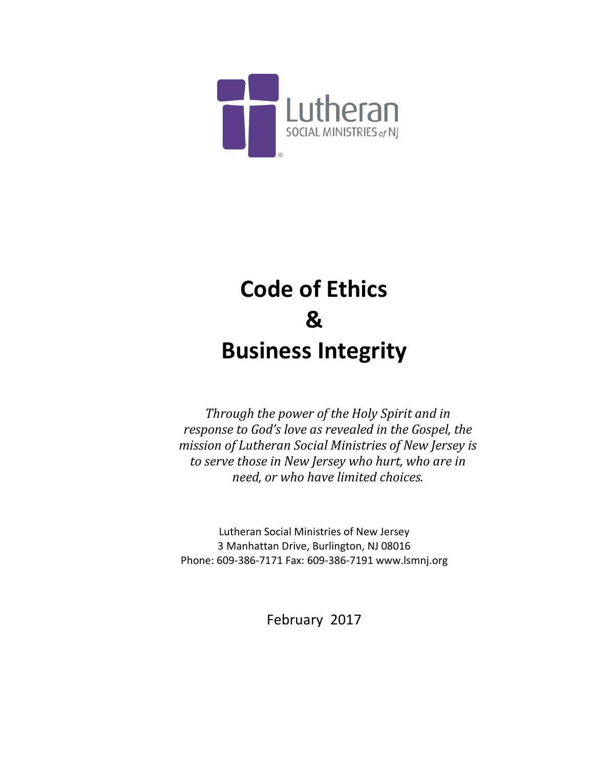Lutheran
SOCIAL MINISTRIES of NJ

# Code of Ethics
# &
# Business Integrity

*Through the power of the Holy Spirit and in response to God's love as revealed in the Gospel, the mission of Lutheran Social Ministries of New Jersey is to serve those in New Jersey who hurt, who are in need, or who have limited choices.*

Lutheran Social Ministries of New Jersey
3 Manhattan Drive, Burlington, NJ 08016
Phone: 609-386-7171 Fax: 609-386-7191 www.lsmnj.org

February 2017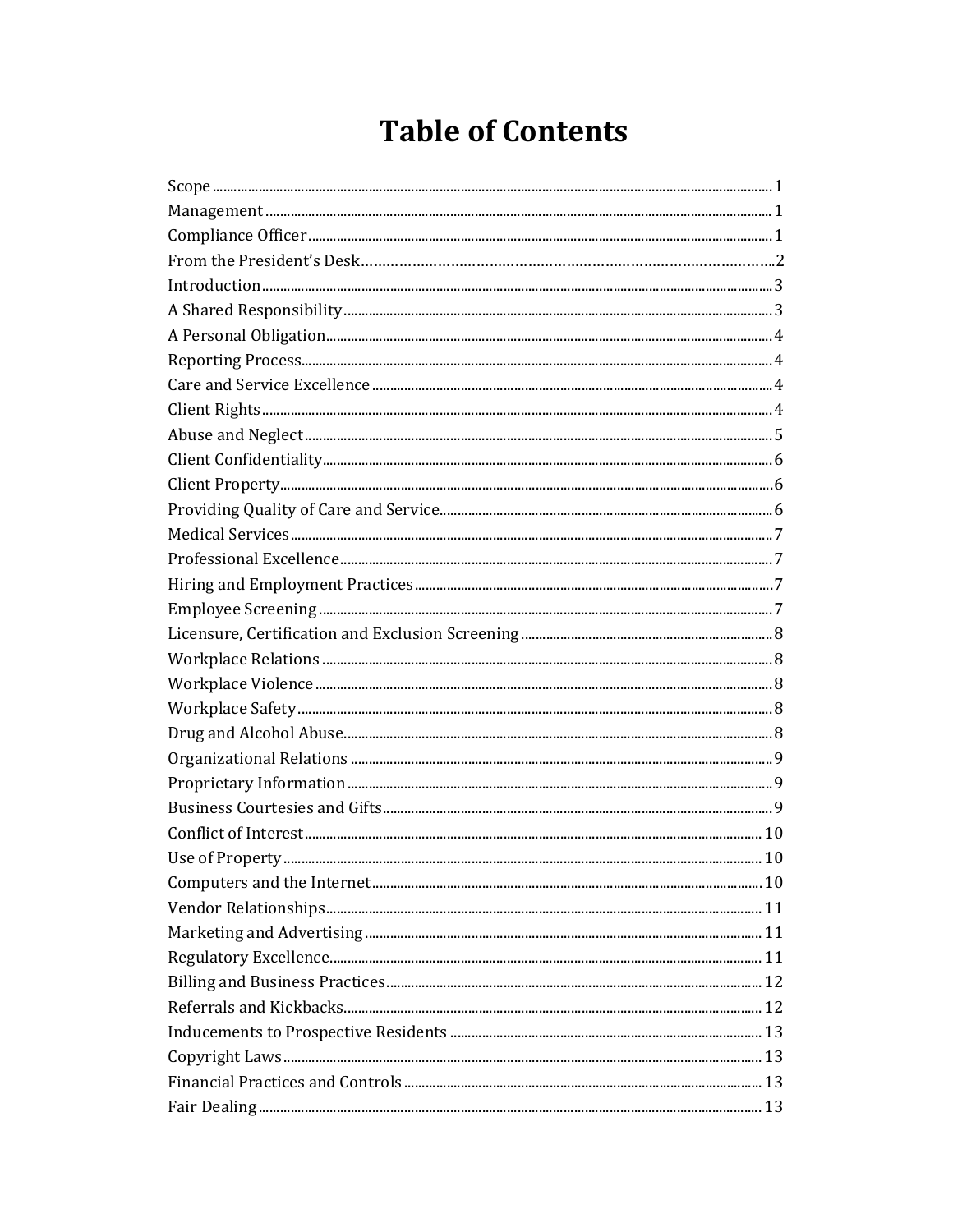# Table of Contents

| | |
|---|---|
| Scope | 1 |
| Management | 1 |
| Compliance Officer | 1 |
| From the President's Desk | 2 |
| Introduction | 3 |
| A Shared Responsibility | 3 |
| A Personal Obligation | 4 |
| Reporting Process | 4 |
| Care and Service Excellence | 4 |
| Client Rights | 4 |
| Abuse and Neglect | 5 |
| Client Confidentiality | 6 |
| Client Property | 6 |
| Providing Quality of Care and Service | 6 |
| Medical Services | 7 |
| Professional Excellence | 7 |
| Hiring and Employment Practices | 7 |
| Employee Screening | 7 |
| Licensure, Certification and Exclusion Screening | 8 |
| Workplace Relations | 8 |
| Workplace Violence | 8 |
| Workplace Safety | 8 |
| Drug and Alcohol Abuse | 8 |
| Organizational Relations | 9 |
| Proprietary Information | 9 |
| Business Courtesies and Gifts | 9 |
| Conflict of Interest | 10 |
| Use of Property | 10 |
| Computers and the Internet | 10 |
| Vendor Relationships | 11 |
| Marketing and Advertising | 11 |
| Regulatory Excellence | 11 |
| Billing and Business Practices | 12 |
| Referrals and Kickbacks | 12 |
| Inducements to Prospective Residents | 13 |
| Copyright Laws | 13 |
| Financial Practices and Controls | 13 |
| Fair Dealing | 13 |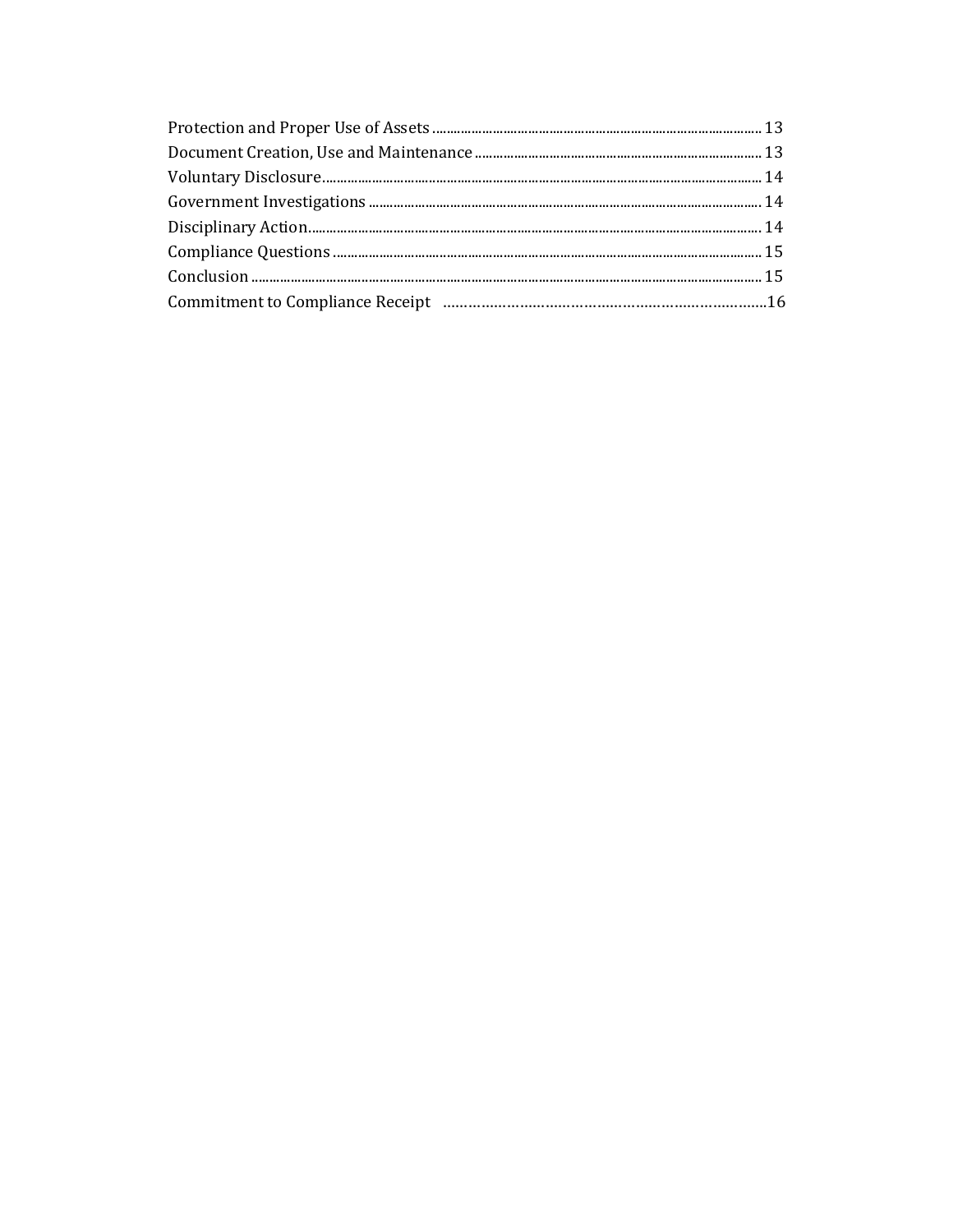Protection and Proper Use of Assets ........................................................................................ 13
Document Creation, Use and Maintenance ............................................................................. 13
Voluntary Disclosure..................................................................................................................... 14
Government Investigations ......................................................................................................... 14
Disciplinary Action......................................................................................................................... 14
Compliance Questions .................................................................................................................. 15
Conclusion ......................................................................................................................................... 15
Commitment to Compliance Receipt ……………………………………………………………….16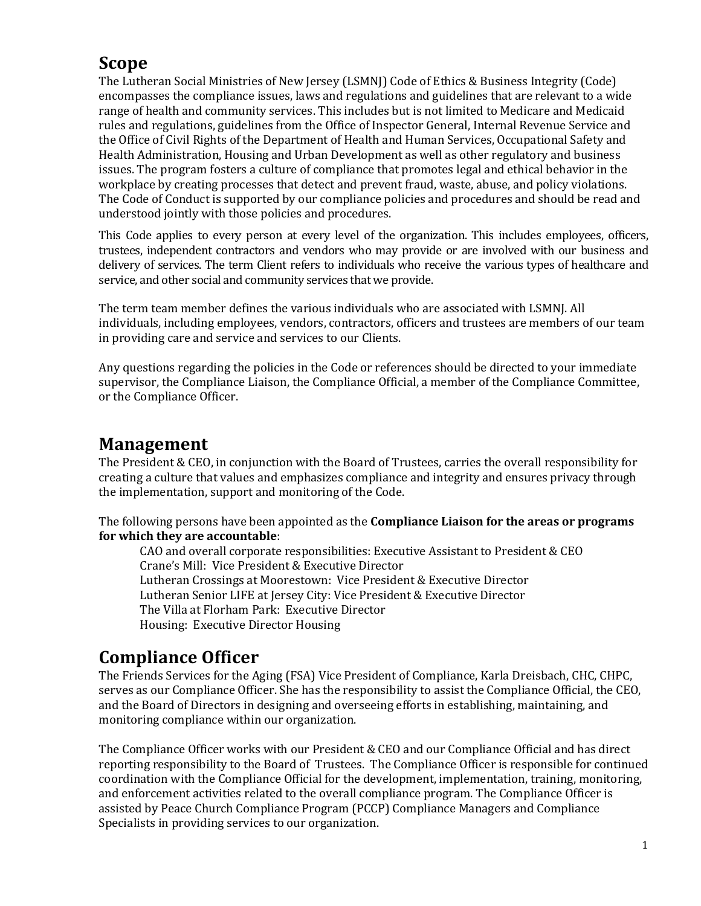## Scope

The Lutheran Social Ministries of New Jersey (LSMNJ) Code of Ethics & Business Integrity (Code) encompasses the compliance issues, laws and regulations and guidelines that are relevant to a wide range of health and community services. This includes but is not limited to Medicare and Medicaid rules and regulations, guidelines from the Office of Inspector General, Internal Revenue Service and the Office of Civil Rights of the Department of Health and Human Services, Occupational Safety and Health Administration, Housing and Urban Development as well as other regulatory and business issues. The program fosters a culture of compliance that promotes legal and ethical behavior in the workplace by creating processes that detect and prevent fraud, waste, abuse, and policy violations. The Code of Conduct is supported by our compliance policies and procedures and should be read and understood jointly with those policies and procedures.

This Code applies to every person at every level of the organization. This includes employees, officers, trustees, independent contractors and vendors who may provide or are involved with our business and delivery of services. The term Client refers to individuals who receive the various types of healthcare and service, and other social and community services that we provide.

The term team member defines the various individuals who are associated with LSMNJ. All individuals, including employees, vendors, contractors, officers and trustees are members of our team in providing care and service and services to our Clients.

Any questions regarding the policies in the Code or references should be directed to your immediate supervisor, the Compliance Liaison, the Compliance Official, a member of the Compliance Committee, or the Compliance Officer.

## Management

The President & CEO, in conjunction with the Board of Trustees, carries the overall responsibility for creating a culture that values and emphasizes compliance and integrity and ensures privacy through the implementation, support and monitoring of the Code.

The following persons have been appointed as the **Compliance Liaison for the areas or programs for which they are accountable**:

- CAO and overall corporate responsibilities: Executive Assistant to President & CEO
- Crane's Mill: Vice President & Executive Director
- Lutheran Crossings at Moorestown: Vice President & Executive Director
- Lutheran Senior LIFE at Jersey City: Vice President & Executive Director
- The Villa at Florham Park: Executive Director
- Housing: Executive Director Housing

## Compliance Officer

The Friends Services for the Aging (FSA) Vice President of Compliance, Karla Dreisbach, CHC, CHPC, serves as our Compliance Officer. She has the responsibility to assist the Compliance Official, the CEO, and the Board of Directors in designing and overseeing efforts in establishing, maintaining, and monitoring compliance within our organization.

The Compliance Officer works with our President & CEO and our Compliance Official and has direct reporting responsibility to the Board of Trustees. The Compliance Officer is responsible for continued coordination with the Compliance Official for the development, implementation, training, monitoring, and enforcement activities related to the overall compliance program. The Compliance Officer is assisted by Peace Church Compliance Program (PCCP) Compliance Managers and Compliance Specialists in providing services to our organization.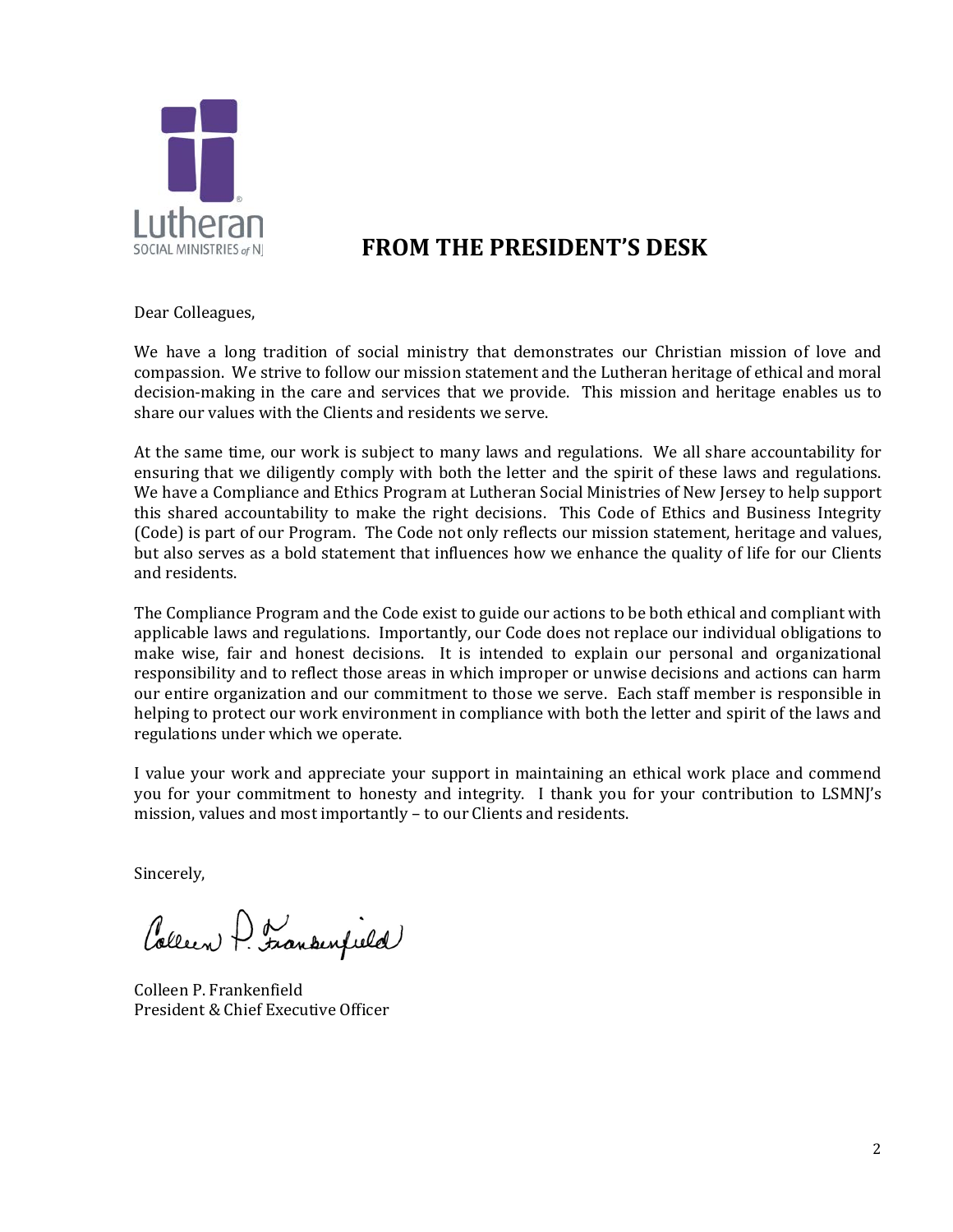# FROM THE PRESIDENT'S DESK

Dear Colleagues,

We have a long tradition of social ministry that demonstrates our Christian mission of love and compassion. We strive to follow our mission statement and the Lutheran heritage of ethical and moral decision-making in the care and services that we provide. This mission and heritage enables us to share our values with the Clients and residents we serve.

At the same time, our work is subject to many laws and regulations. We all share accountability for ensuring that we diligently comply with both the letter and the spirit of these laws and regulations. We have a Compliance and Ethics Program at Lutheran Social Ministries of New Jersey to help support this shared accountability to make the right decisions. This Code of Ethics and Business Integrity (Code) is part of our Program. The Code not only reflects our mission statement, heritage and values, but also serves as a bold statement that influences how we enhance the quality of life for our Clients and residents.

The Compliance Program and the Code exist to guide our actions to be both ethical and compliant with applicable laws and regulations. Importantly, our Code does not replace our individual obligations to make wise, fair and honest decisions. It is intended to explain our personal and organizational responsibility and to reflect those areas in which improper or unwise decisions and actions can harm our entire organization and our commitment to those we serve. Each staff member is responsible in helping to protect our work environment in compliance with both the letter and spirit of the laws and regulations under which we operate.

I value your work and appreciate your support in maintaining an ethical work place and commend you for your commitment to honesty and integrity. I thank you for your contribution to LSMNJ's mission, values and most importantly – to our Clients and residents.

Sincerely,

Colleen P. Frankenfield
President & Chief Executive Officer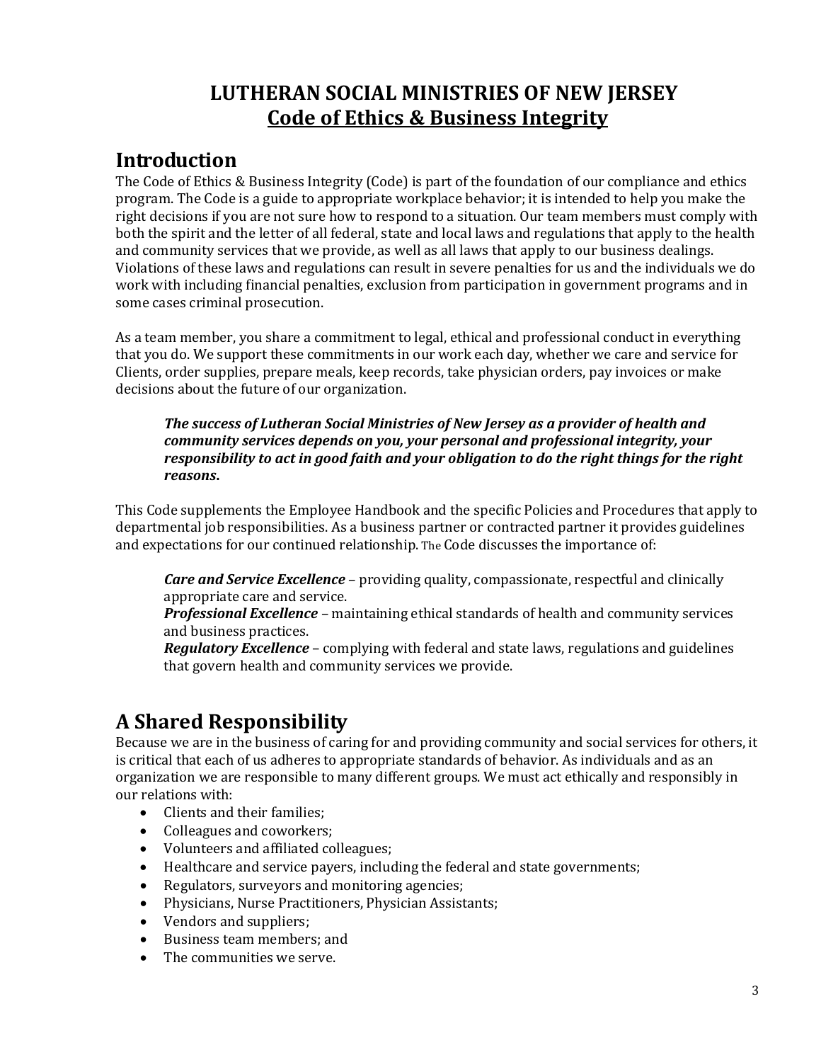# LUTHERAN SOCIAL MINISTRIES OF NEW JERSEY
## Code of Ethics & Business Integrity

## Introduction

The Code of Ethics & Business Integrity (Code) is part of the foundation of our compliance and ethics program. The Code is a guide to appropriate workplace behavior; it is intended to help you make the right decisions if you are not sure how to respond to a situation. Our team members must comply with both the spirit and the letter of all federal, state and local laws and regulations that apply to the health and community services that we provide, as well as all laws that apply to our business dealings. Violations of these laws and regulations can result in severe penalties for us and the individuals we do work with including financial penalties, exclusion from participation in government programs and in some cases criminal prosecution.

As a team member, you share a commitment to legal, ethical and professional conduct in everything that you do. We support these commitments in our work each day, whether we care and service for Clients, order supplies, prepare meals, keep records, take physician orders, pay invoices or make decisions about the future of our organization.

> ***The success of Lutheran Social Ministries of New Jersey as a provider of health and community services depends on you, your personal and professional integrity, your responsibility to act in good faith and your obligation to do the right things for the right reasons.***

This Code supplements the Employee Handbook and the specific Policies and Procedures that apply to departmental job responsibilities. As a business partner or contracted partner it provides guidelines and expectations for our continued relationship. The Code discusses the importance of:

> ***Care and Service Excellence*** – providing quality, compassionate, respectful and clinically appropriate care and service.
> ***Professional Excellence*** – maintaining ethical standards of health and community services and business practices.
> ***Regulatory Excellence*** – complying with federal and state laws, regulations and guidelines that govern health and community services we provide.

## A Shared Responsibility

Because we are in the business of caring for and providing community and social services for others, it is critical that each of us adheres to appropriate standards of behavior. As individuals and as an organization we are responsible to many different groups. We must act ethically and responsibly in our relations with:

- Clients and their families;
- Colleagues and coworkers;
- Volunteers and affiliated colleagues;
- Healthcare and service payers, including the federal and state governments;
- Regulators, surveyors and monitoring agencies;
- Physicians, Nurse Practitioners, Physician Assistants;
- Vendors and suppliers;
- Business team members; and
- The communities we serve.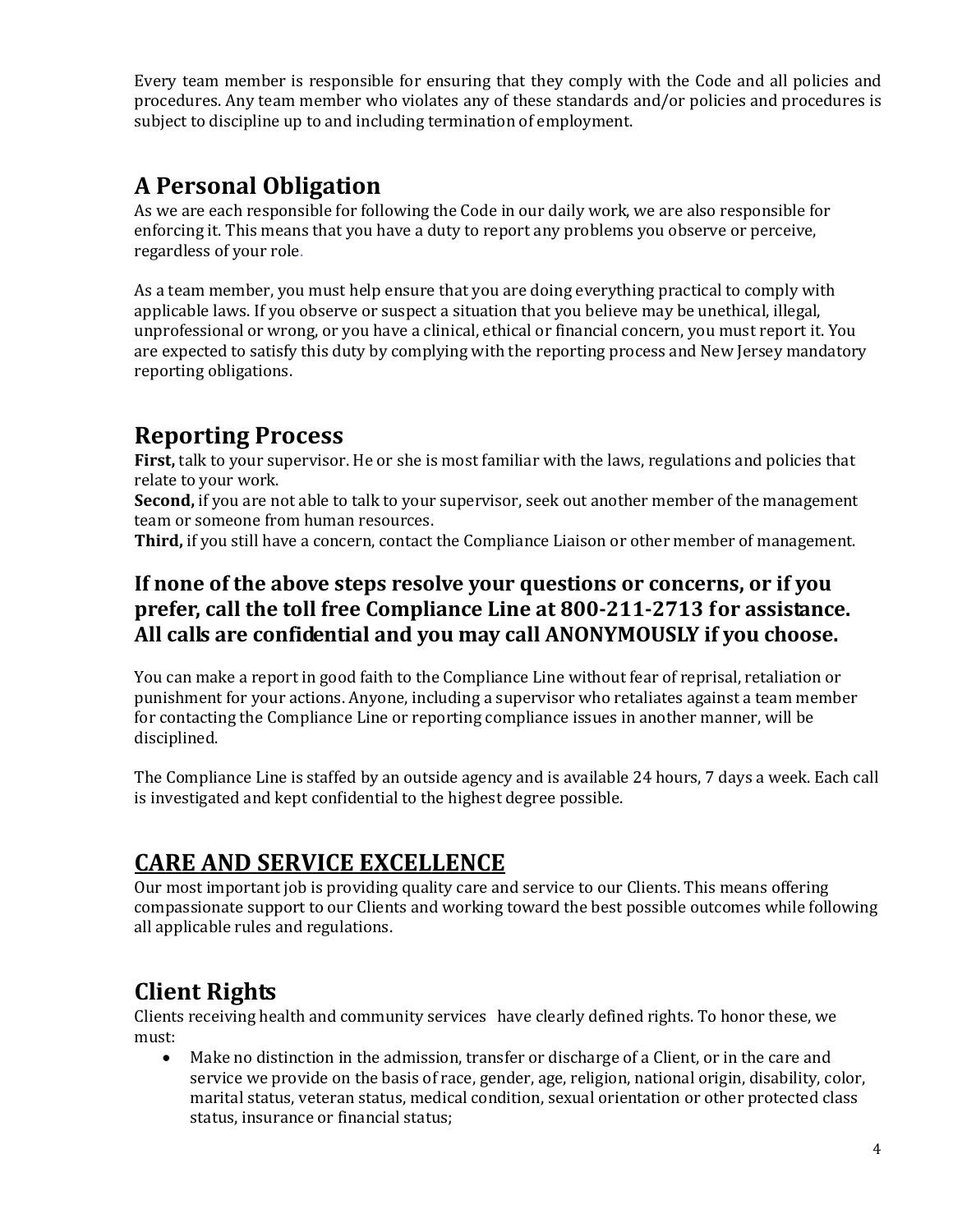Every team member is responsible for ensuring that they comply with the Code and all policies and procedures. Any team member who violates any of these standards and/or policies and procedures is subject to discipline up to and including termination of employment.

## A Personal Obligation

As we are each responsible for following the Code in our daily work, we are also responsible for enforcing it. This means that you have a duty to report any problems you observe or perceive, regardless of your role.

As a team member, you must help ensure that you are doing everything practical to comply with applicable laws. If you observe or suspect a situation that you believe may be unethical, illegal, unprofessional or wrong, or you have a clinical, ethical or financial concern, you must report it. You are expected to satisfy this duty by complying with the reporting process and New Jersey mandatory reporting obligations.

## Reporting Process

**First,** talk to your supervisor. He or she is most familiar with the laws, regulations and policies that relate to your work.
**Second,** if you are not able to talk to your supervisor, seek out another member of the management team or someone from human resources.
**Third,** if you still have a concern, contact the Compliance Liaison or other member of management.

### If none of the above steps resolve your questions or concerns, or if you prefer, call the toll free Compliance Line at 800-211-2713 for assistance. All calls are confidential and you may call ANONYMOUSLY if you choose.

You can make a report in good faith to the Compliance Line without fear of reprisal, retaliation or punishment for your actions. Anyone, including a supervisor who retaliates against a team member for contacting the Compliance Line or reporting compliance issues in another manner, will be disciplined.

The Compliance Line is staffed by an outside agency and is available 24 hours, 7 days a week. Each call is investigated and kept confidential to the highest degree possible.

## CARE AND SERVICE EXCELLENCE

Our most important job is providing quality care and service to our Clients. This means offering compassionate support to our Clients and working toward the best possible outcomes while following all applicable rules and regulations.

## Client Rights

Clients receiving health and community services have clearly defined rights. To honor these, we must:

- Make no distinction in the admission, transfer or discharge of a Client, or in the care and service we provide on the basis of race, gender, age, religion, national origin, disability, color, marital status, veteran status, medical condition, sexual orientation or other protected class status, insurance or financial status;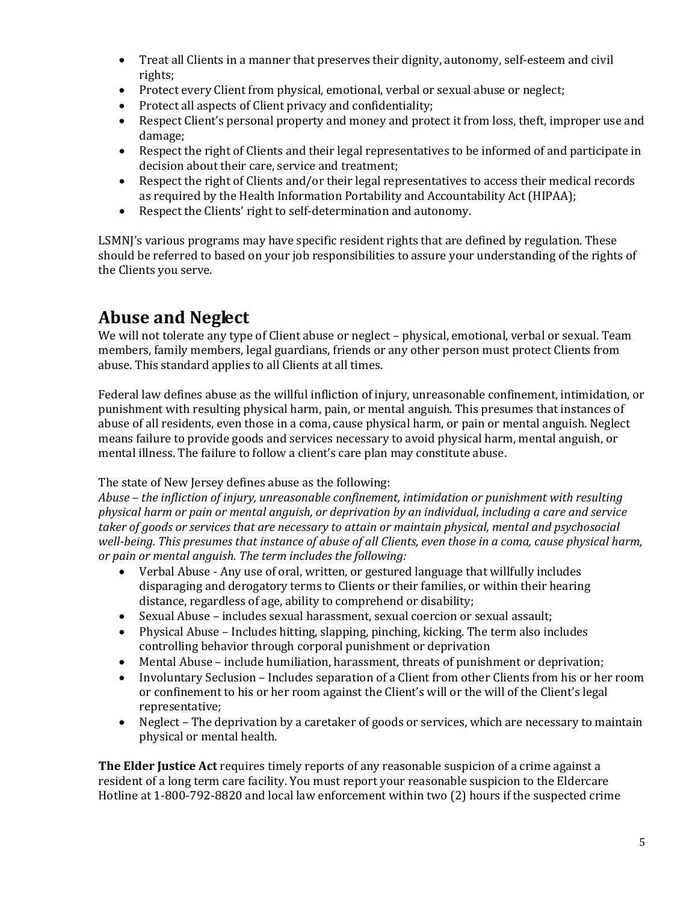- Treat all Clients in a manner that preserves their dignity, autonomy, self-esteem and civil rights;
- Protect every Client from physical, emotional, verbal or sexual abuse or neglect;
- Protect all aspects of Client privacy and confidentiality;
- Respect Client's personal property and money and protect it from loss, theft, improper use and damage;
- Respect the right of Clients and their legal representatives to be informed of and participate in decision about their care, service and treatment;
- Respect the right of Clients and/or their legal representatives to access their medical records as required by the Health Information Portability and Accountability Act (HIPAA);
- Respect the Clients' right to self-determination and autonomy.

LSMNJ's various programs may have specific resident rights that are defined by regulation. These should be referred to based on your job responsibilities to assure your understanding of the rights of the Clients you serve.

## Abuse and Neglect

We will not tolerate any type of Client abuse or neglect – physical, emotional, verbal or sexual. Team members, family members, legal guardians, friends or any other person must protect Clients from abuse. This standard applies to all Clients at all times.

Federal law defines abuse as the willful infliction of injury, unreasonable confinement, intimidation, or punishment with resulting physical harm, pain, or mental anguish. This presumes that instances of abuse of all residents, even those in a coma, cause physical harm, or pain or mental anguish. Neglect means failure to provide goods and services necessary to avoid physical harm, mental anguish, or mental illness. The failure to follow a client's care plan may constitute abuse.

The state of New Jersey defines abuse as the following:

*Abuse – the infliction of injury, unreasonable confinement, intimidation or punishment with resulting physical harm or pain or mental anguish, or deprivation by an individual, including a care and service taker of goods or services that are necessary to attain or maintain physical, mental and psychosocial well-being. This presumes that instance of abuse of all Clients, even those in a coma, cause physical harm, or pain or mental anguish. The term includes the following:*

- Verbal Abuse - Any use of oral, written, or gestured language that willfully includes disparaging and derogatory terms to Clients or their families, or within their hearing distance, regardless of age, ability to comprehend or disability;
- Sexual Abuse – includes sexual harassment, sexual coercion or sexual assault;
- Physical Abuse – Includes hitting, slapping, pinching, kicking. The term also includes controlling behavior through corporal punishment or deprivation
- Mental Abuse – include humiliation, harassment, threats of punishment or deprivation;
- Involuntary Seclusion – Includes separation of a Client from other Clients from his or her room or confinement to his or her room against the Client's will or the will of the Client's legal representative;
- Neglect – The deprivation by a caretaker of goods or services, which are necessary to maintain physical or mental health.

**The Elder Justice Act** requires timely reports of any reasonable suspicion of a crime against a resident of a long term care facility. You must report your reasonable suspicion to the Eldercare Hotline at 1-800-792-8820 and local law enforcement within two (2) hours if the suspected crime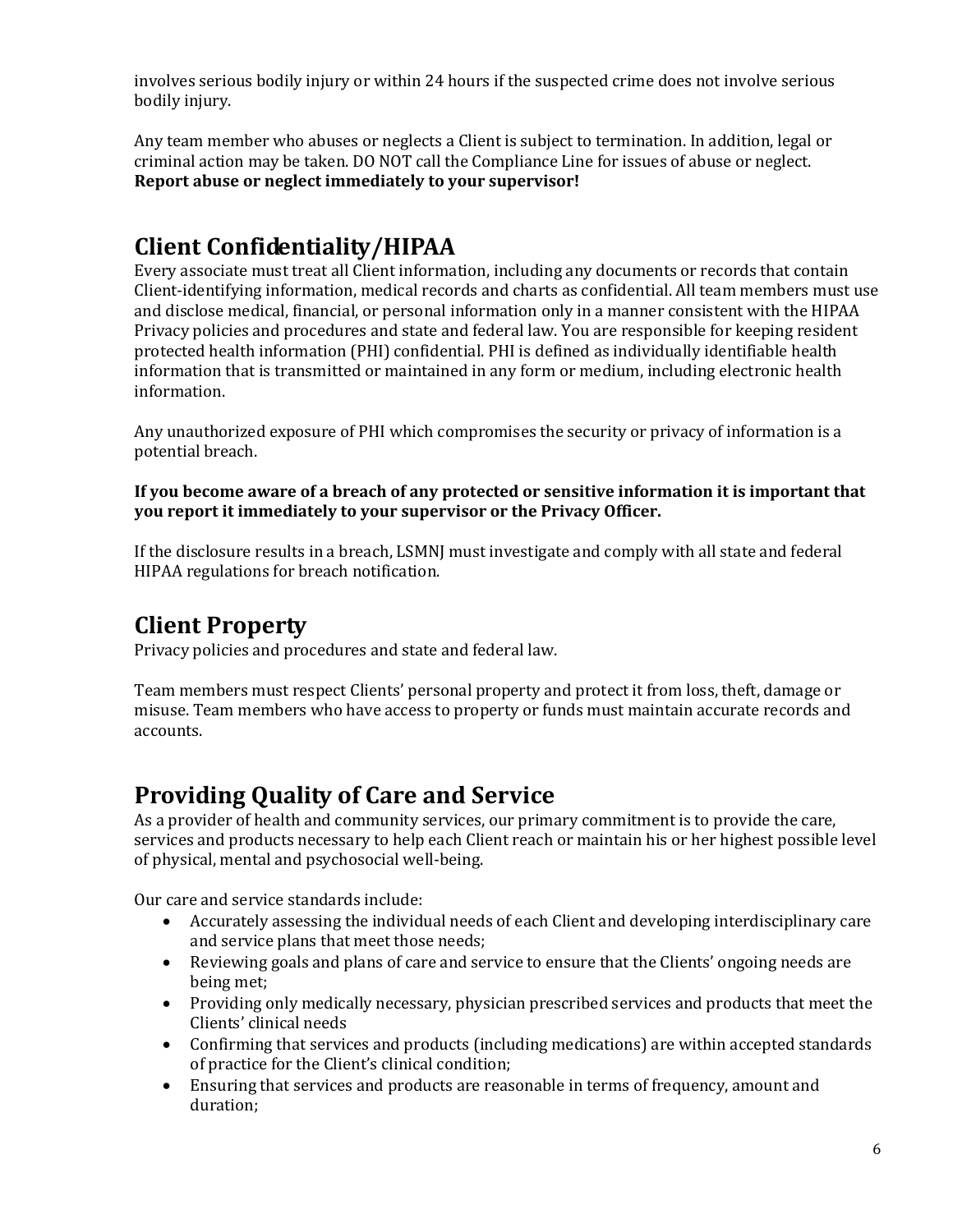involves serious bodily injury or within 24 hours if the suspected crime does not involve serious bodily injury.

Any team member who abuses or neglects a Client is subject to termination. In addition, legal or criminal action may be taken. DO NOT call the Compliance Line for issues of abuse or neglect. **Report abuse or neglect immediately to your supervisor!**

## Client Confidentiality/HIPAA

Every associate must treat all Client information, including any documents or records that contain Client-identifying information, medical records and charts as confidential. All team members must use and disclose medical, financial, or personal information only in a manner consistent with the HIPAA Privacy policies and procedures and state and federal law. You are responsible for keeping resident protected health information (PHI) confidential. PHI is defined as individually identifiable health information that is transmitted or maintained in any form or medium, including electronic health information.

Any unauthorized exposure of PHI which compromises the security or privacy of information is a potential breach.

**If you become aware of a breach of any protected or sensitive information it is important that you report it immediately to your supervisor or the Privacy Officer.**

If the disclosure results in a breach, LSMNJ must investigate and comply with all state and federal HIPAA regulations for breach notification.

## Client Property

Privacy policies and procedures and state and federal law.

Team members must respect Clients' personal property and protect it from loss, theft, damage or misuse. Team members who have access to property or funds must maintain accurate records and accounts.

## Providing Quality of Care and Service

As a provider of health and community services, our primary commitment is to provide the care, services and products necessary to help each Client reach or maintain his or her highest possible level of physical, mental and psychosocial well-being.

Our care and service standards include:

- Accurately assessing the individual needs of each Client and developing interdisciplinary care and service plans that meet those needs;
- Reviewing goals and plans of care and service to ensure that the Clients' ongoing needs are being met;
- Providing only medically necessary, physician prescribed services and products that meet the Clients' clinical needs
- Confirming that services and products (including medications) are within accepted standards of practice for the Client's clinical condition;
- Ensuring that services and products are reasonable in terms of frequency, amount and duration;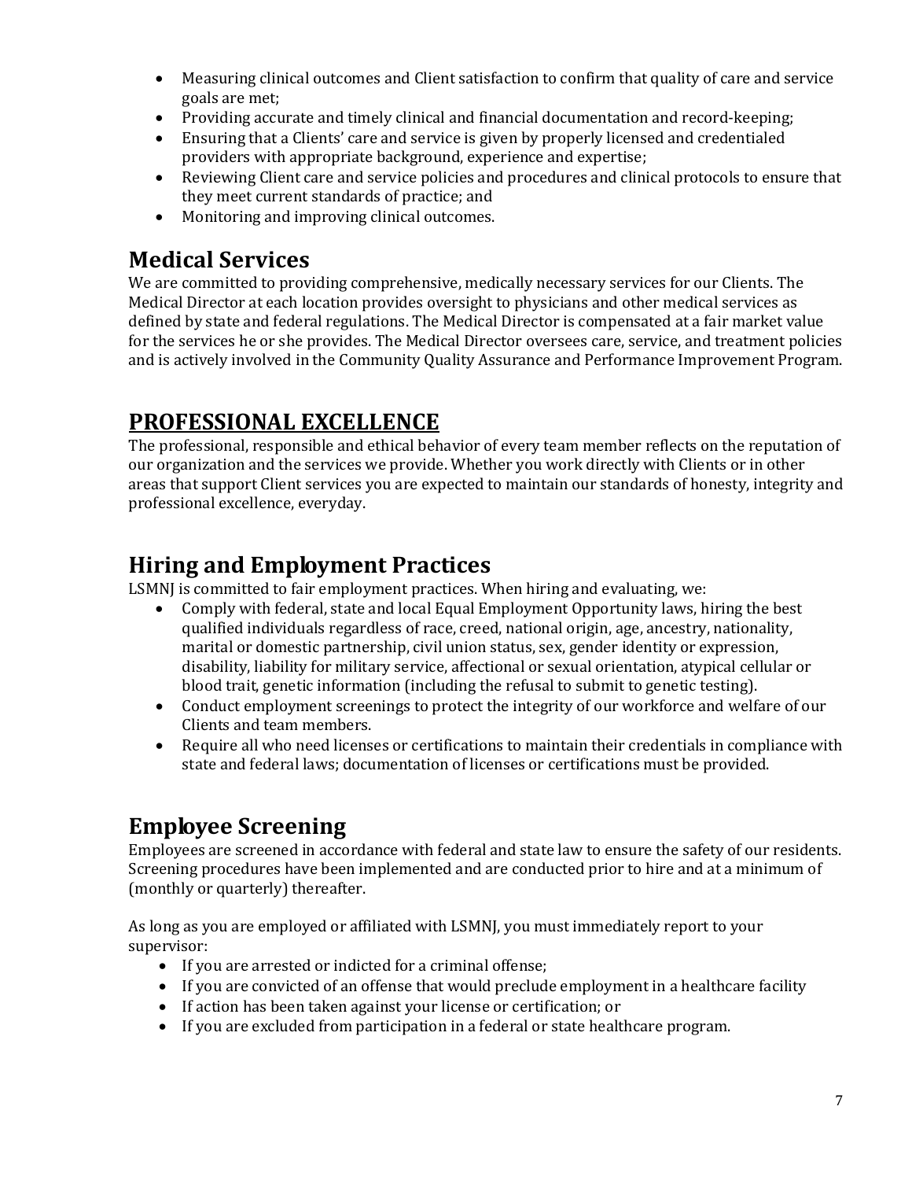- Measuring clinical outcomes and Client satisfaction to confirm that quality of care and service goals are met;
- Providing accurate and timely clinical and financial documentation and record-keeping;
- Ensuring that a Clients' care and service is given by properly licensed and credentialed providers with appropriate background, experience and expertise;
- Reviewing Client care and service policies and procedures and clinical protocols to ensure that they meet current standards of practice; and
- Monitoring and improving clinical outcomes.

## Medical Services

We are committed to providing comprehensive, medically necessary services for our Clients. The Medical Director at each location provides oversight to physicians and other medical services as defined by state and federal regulations. The Medical Director is compensated at a fair market value for the services he or she provides. The Medical Director oversees care, service, and treatment policies and is actively involved in the Community Quality Assurance and Performance Improvement Program.

# PROFESSIONAL EXCELLENCE

The professional, responsible and ethical behavior of every team member reflects on the reputation of our organization and the services we provide. Whether you work directly with Clients or in other areas that support Client services you are expected to maintain our standards of honesty, integrity and professional excellence, everyday.

## Hiring and Employment Practices

LSMNJ is committed to fair employment practices. When hiring and evaluating, we:

- Comply with federal, state and local Equal Employment Opportunity laws, hiring the best qualified individuals regardless of race, creed, national origin, age, ancestry, nationality, marital or domestic partnership, civil union status, sex, gender identity or expression, disability, liability for military service, affectional or sexual orientation, atypical cellular or blood trait, genetic information (including the refusal to submit to genetic testing).
- Conduct employment screenings to protect the integrity of our workforce and welfare of our Clients and team members.
- Require all who need licenses or certifications to maintain their credentials in compliance with state and federal laws; documentation of licenses or certifications must be provided.

## Employee Screening

Employees are screened in accordance with federal and state law to ensure the safety of our residents. Screening procedures have been implemented and are conducted prior to hire and at a minimum of (monthly or quarterly) thereafter.

As long as you are employed or affiliated with LSMNJ, you must immediately report to your supervisor:

- If you are arrested or indicted for a criminal offense;
- If you are convicted of an offense that would preclude employment in a healthcare facility
- If action has been taken against your license or certification; or
- If you are excluded from participation in a federal or state healthcare program.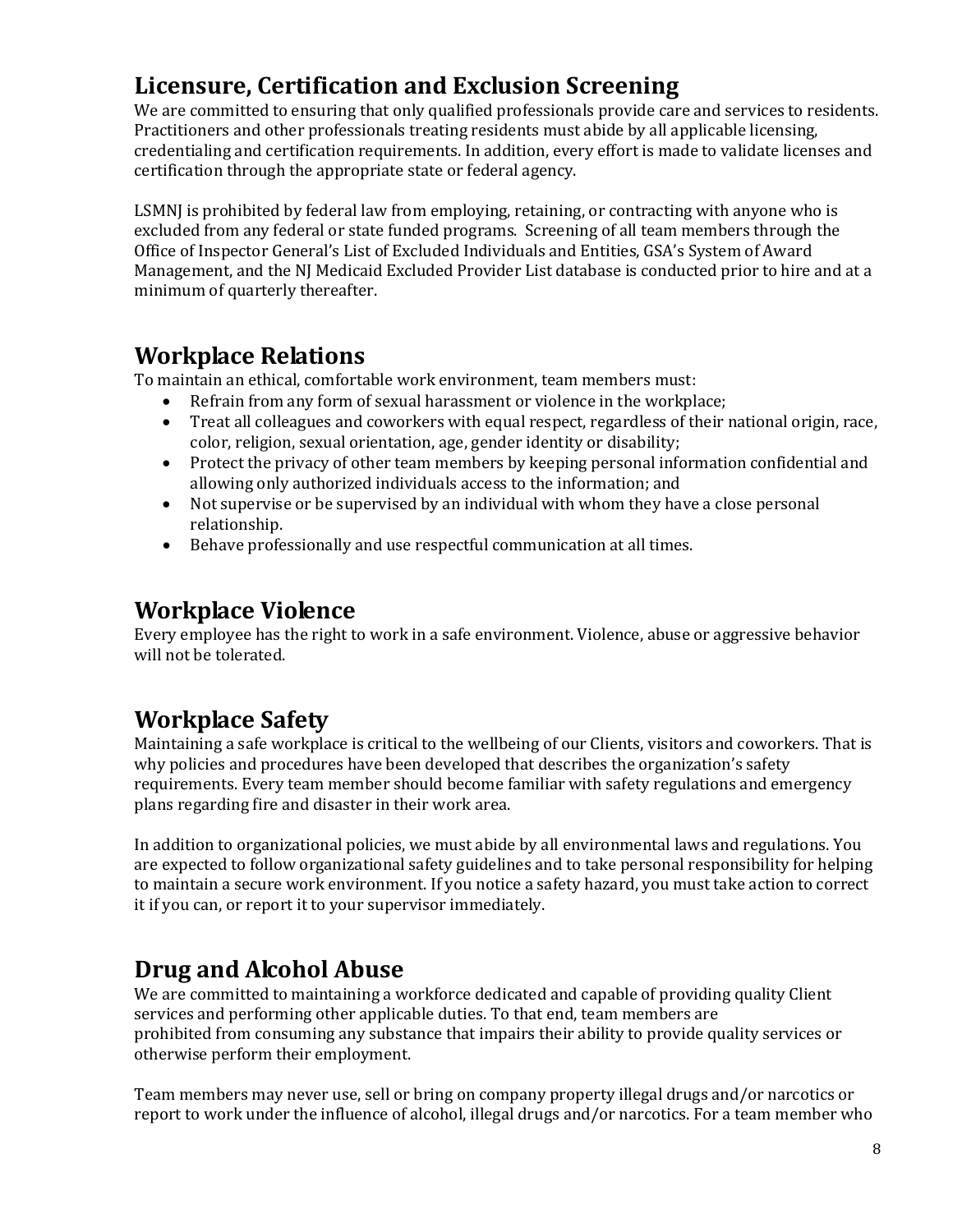## Licensure, Certification and Exclusion Screening

We are committed to ensuring that only qualified professionals provide care and services to residents. Practitioners and other professionals treating residents must abide by all applicable licensing, credentialing and certification requirements. In addition, every effort is made to validate licenses and certification through the appropriate state or federal agency.

LSMNJ is prohibited by federal law from employing, retaining, or contracting with anyone who is excluded from any federal or state funded programs. Screening of all team members through the Office of Inspector General's List of Excluded Individuals and Entities, GSA's System of Award Management, and the NJ Medicaid Excluded Provider List database is conducted prior to hire and at a minimum of quarterly thereafter.

## Workplace Relations

To maintain an ethical, comfortable work environment, team members must:

- Refrain from any form of sexual harassment or violence in the workplace;
- Treat all colleagues and coworkers with equal respect, regardless of their national origin, race, color, religion, sexual orientation, age, gender identity or disability;
- Protect the privacy of other team members by keeping personal information confidential and allowing only authorized individuals access to the information; and
- Not supervise or be supervised by an individual with whom they have a close personal relationship.
- Behave professionally and use respectful communication at all times.

## Workplace Violence

Every employee has the right to work in a safe environment. Violence, abuse or aggressive behavior will not be tolerated.

## Workplace Safety

Maintaining a safe workplace is critical to the wellbeing of our Clients, visitors and coworkers. That is why policies and procedures have been developed that describes the organization's safety requirements. Every team member should become familiar with safety regulations and emergency plans regarding fire and disaster in their work area.

In addition to organizational policies, we must abide by all environmental laws and regulations. You are expected to follow organizational safety guidelines and to take personal responsibility for helping to maintain a secure work environment. If you notice a safety hazard, you must take action to correct it if you can, or report it to your supervisor immediately.

## Drug and Alcohol Abuse

We are committed to maintaining a workforce dedicated and capable of providing quality Client services and performing other applicable duties. To that end, team members are prohibited from consuming any substance that impairs their ability to provide quality services or otherwise perform their employment.

Team members may never use, sell or bring on company property illegal drugs and/or narcotics or report to work under the influence of alcohol, illegal drugs and/or narcotics. For a team member who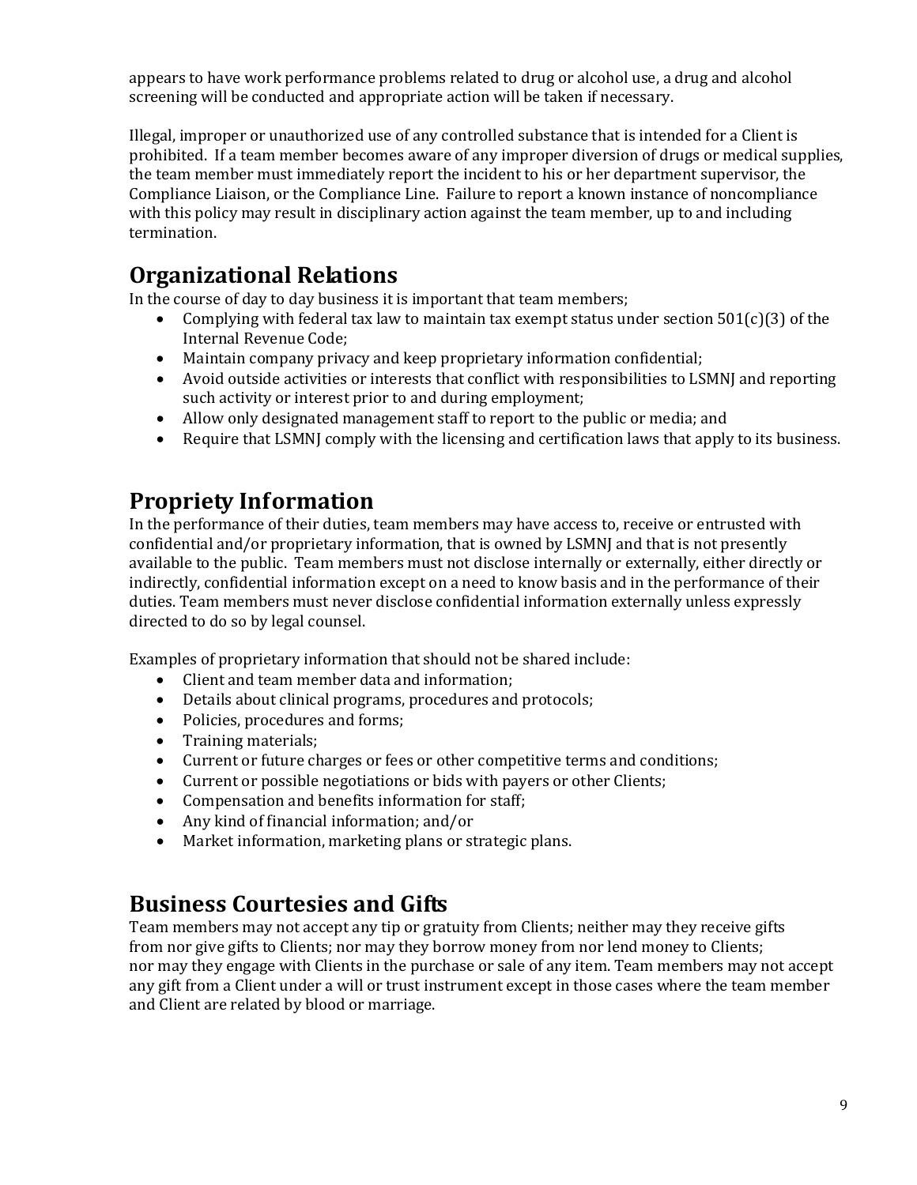appears to have work performance problems related to drug or alcohol use, a drug and alcohol screening will be conducted and appropriate action will be taken if necessary.

Illegal, improper or unauthorized use of any controlled substance that is intended for a Client is prohibited. If a team member becomes aware of any improper diversion of drugs or medical supplies, the team member must immediately report the incident to his or her department supervisor, the Compliance Liaison, or the Compliance Line. Failure to report a known instance of noncompliance with this policy may result in disciplinary action against the team member, up to and including termination.

## Organizational Relations

In the course of day to day business it is important that team members;

- Complying with federal tax law to maintain tax exempt status under section 501(c)(3) of the Internal Revenue Code;
- Maintain company privacy and keep proprietary information confidential;
- Avoid outside activities or interests that conflict with responsibilities to LSMNJ and reporting such activity or interest prior to and during employment;
- Allow only designated management staff to report to the public or media; and
- Require that LSMNJ comply with the licensing and certification laws that apply to its business.

## Propriety Information

In the performance of their duties, team members may have access to, receive or entrusted with confidential and/or proprietary information, that is owned by LSMNJ and that is not presently available to the public. Team members must not disclose internally or externally, either directly or indirectly, confidential information except on a need to know basis and in the performance of their duties. Team members must never disclose confidential information externally unless expressly directed to do so by legal counsel.

Examples of proprietary information that should not be shared include:

- Client and team member data and information;
- Details about clinical programs, procedures and protocols;
- Policies, procedures and forms;
- Training materials;
- Current or future charges or fees or other competitive terms and conditions;
- Current or possible negotiations or bids with payers or other Clients;
- Compensation and benefits information for staff;
- Any kind of financial information; and/or
- Market information, marketing plans or strategic plans.

## Business Courtesies and Gifts

Team members may not accept any tip or gratuity from Clients; neither may they receive gifts from nor give gifts to Clients; nor may they borrow money from nor lend money to Clients; nor may they engage with Clients in the purchase or sale of any item. Team members may not accept any gift from a Client under a will or trust instrument except in those cases where the team member and Client are related by blood or marriage.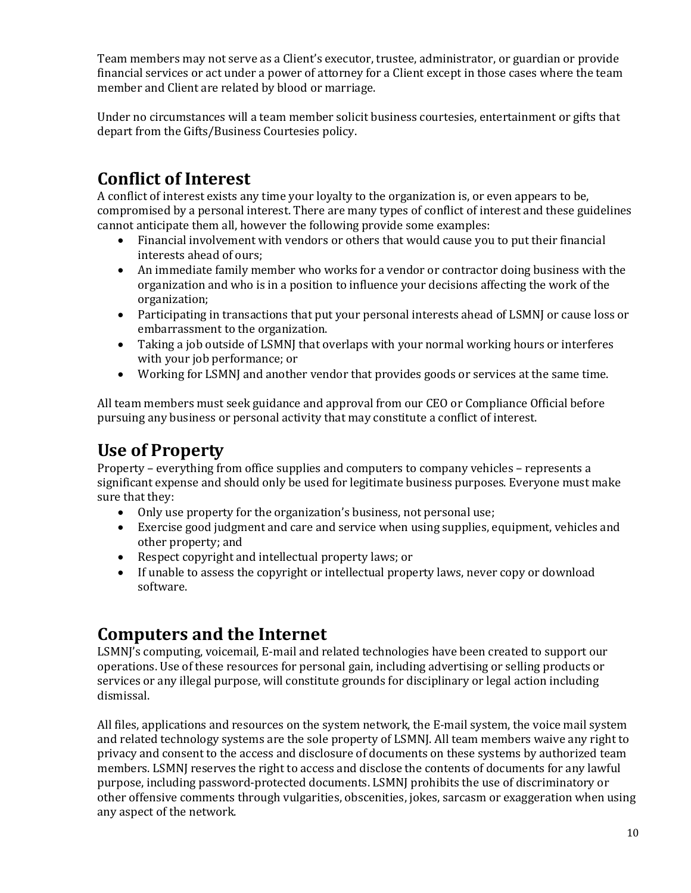Team members may not serve as a Client's executor, trustee, administrator, or guardian or provide financial services or act under a power of attorney for a Client except in those cases where the team member and Client are related by blood or marriage.

Under no circumstances will a team member solicit business courtesies, entertainment or gifts that depart from the Gifts/Business Courtesies policy.

## Conflict of Interest

A conflict of interest exists any time your loyalty to the organization is, or even appears to be, compromised by a personal interest. There are many types of conflict of interest and these guidelines cannot anticipate them all, however the following provide some examples:

- Financial involvement with vendors or others that would cause you to put their financial interests ahead of ours;
- An immediate family member who works for a vendor or contractor doing business with the organization and who is in a position to influence your decisions affecting the work of the organization;
- Participating in transactions that put your personal interests ahead of LSMNJ or cause loss or embarrassment to the organization.
- Taking a job outside of LSMNJ that overlaps with your normal working hours or interferes with your job performance; or
- Working for LSMNJ and another vendor that provides goods or services at the same time.

All team members must seek guidance and approval from our CEO or Compliance Official before pursuing any business or personal activity that may constitute a conflict of interest.

## Use of Property

Property – everything from office supplies and computers to company vehicles – represents a significant expense and should only be used for legitimate business purposes. Everyone must make sure that they:

- Only use property for the organization's business, not personal use;
- Exercise good judgment and care and service when using supplies, equipment, vehicles and other property; and
- Respect copyright and intellectual property laws; or
- If unable to assess the copyright or intellectual property laws, never copy or download software.

## Computers and the Internet

LSMNJ's computing, voicemail, E-mail and related technologies have been created to support our operations. Use of these resources for personal gain, including advertising or selling products or services or any illegal purpose, will constitute grounds for disciplinary or legal action including dismissal.

All files, applications and resources on the system network, the E-mail system, the voice mail system and related technology systems are the sole property of LSMNJ. All team members waive any right to privacy and consent to the access and disclosure of documents on these systems by authorized team members. LSMNJ reserves the right to access and disclose the contents of documents for any lawful purpose, including password-protected documents. LSMNJ prohibits the use of discriminatory or other offensive comments through vulgarities, obscenities, jokes, sarcasm or exaggeration when using any aspect of the network.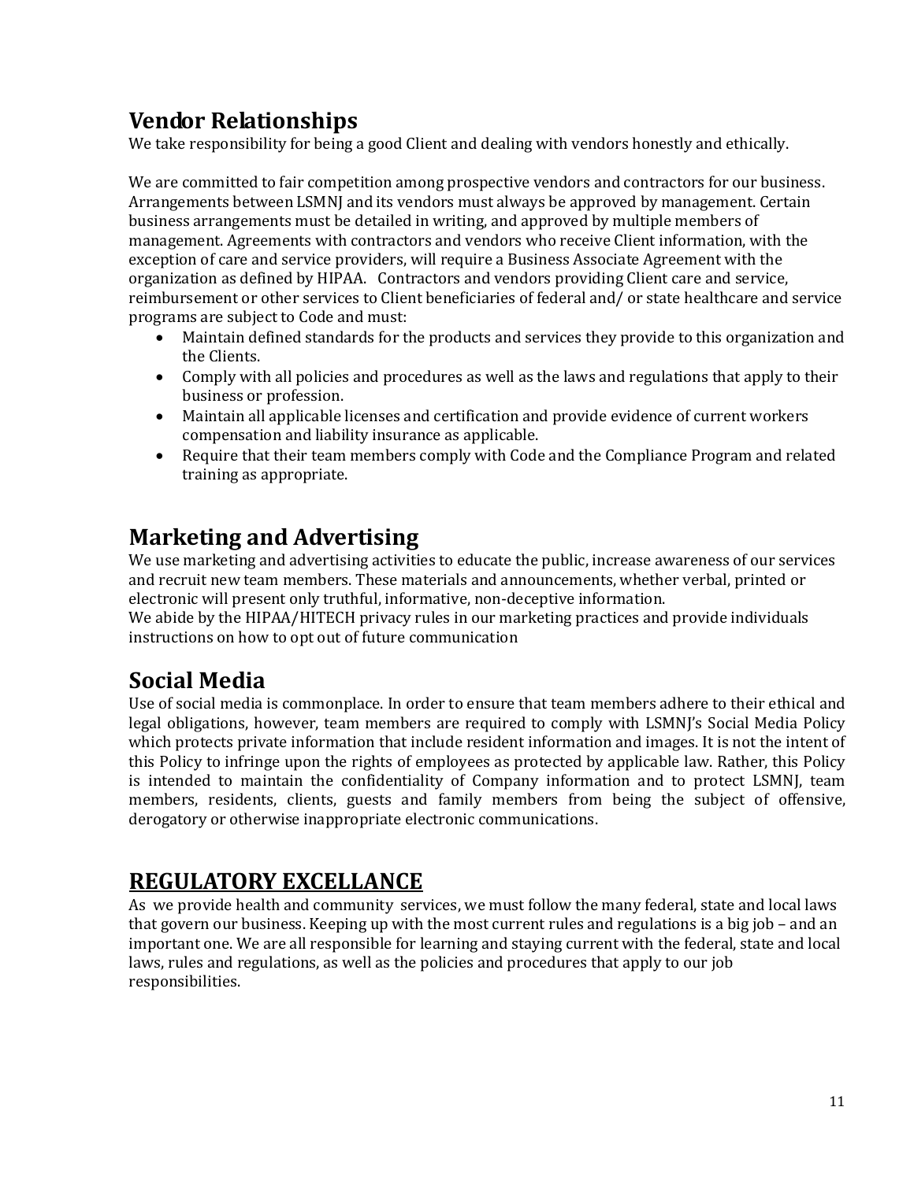## Vendor Relationships

We take responsibility for being a good Client and dealing with vendors honestly and ethically.

We are committed to fair competition among prospective vendors and contractors for our business. Arrangements between LSMNJ and its vendors must always be approved by management. Certain business arrangements must be detailed in writing, and approved by multiple members of management. Agreements with contractors and vendors who receive Client information, with the exception of care and service providers, will require a Business Associate Agreement with the organization as defined by HIPAA. Contractors and vendors providing Client care and service, reimbursement or other services to Client beneficiaries of federal and/ or state healthcare and service programs are subject to Code and must:

- Maintain defined standards for the products and services they provide to this organization and the Clients.
- Comply with all policies and procedures as well as the laws and regulations that apply to their business or profession.
- Maintain all applicable licenses and certification and provide evidence of current workers compensation and liability insurance as applicable.
- Require that their team members comply with Code and the Compliance Program and related training as appropriate.

## Marketing and Advertising

We use marketing and advertising activities to educate the public, increase awareness of our services and recruit new team members. These materials and announcements, whether verbal, printed or electronic will present only truthful, informative, non-deceptive information.
We abide by the HIPAA/HITECH privacy rules in our marketing practices and provide individuals instructions on how to opt out of future communication

## Social Media

Use of social media is commonplace. In order to ensure that team members adhere to their ethical and legal obligations, however, team members are required to comply with LSMNJ's Social Media Policy which protects private information that include resident information and images. It is not the intent of this Policy to infringe upon the rights of employees as protected by applicable law. Rather, this Policy is intended to maintain the confidentiality of Company information and to protect LSMNJ, team members, residents, clients, guests and family members from being the subject of offensive, derogatory or otherwise inappropriate electronic communications.

## REGULATORY EXCELLANCE

As we provide health and community services, we must follow the many federal, state and local laws that govern our business. Keeping up with the most current rules and regulations is a big job – and an important one. We are all responsible for learning and staying current with the federal, state and local laws, rules and regulations, as well as the policies and procedures that apply to our job responsibilities.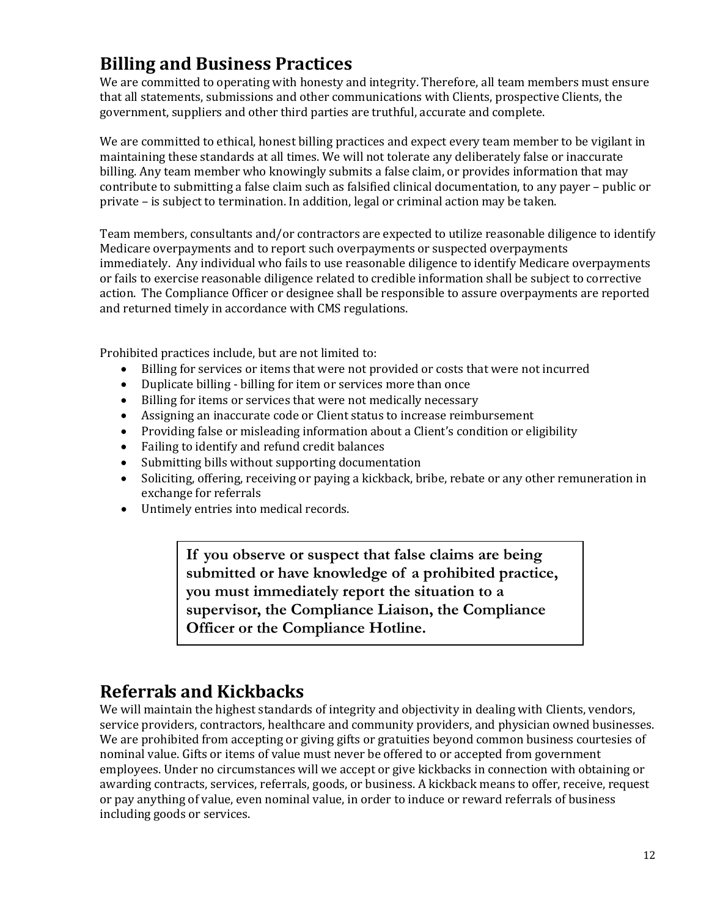## Billing and Business Practices

We are committed to operating with honesty and integrity. Therefore, all team members must ensure that all statements, submissions and other communications with Clients, prospective Clients, the government, suppliers and other third parties are truthful, accurate and complete.

We are committed to ethical, honest billing practices and expect every team member to be vigilant in maintaining these standards at all times. We will not tolerate any deliberately false or inaccurate billing. Any team member who knowingly submits a false claim, or provides information that may contribute to submitting a false claim such as falsified clinical documentation, to any payer – public or private – is subject to termination. In addition, legal or criminal action may be taken.

Team members, consultants and/or contractors are expected to utilize reasonable diligence to identify Medicare overpayments and to report such overpayments or suspected overpayments immediately. Any individual who fails to use reasonable credible diligence to identify Medicare overpayments or fails to exercise reasonable diligence related to credible information shall be subject to corrective action. The Compliance Officer or designee shall be responsible to assure overpayments are reported and returned timely in accordance with CMS regulations.

Prohibited practices include, but are not limited to:

- Billing for services or items that were not provided or costs that were not incurred
- Duplicate billing - billing for item or services more than once
- Billing for items or services that were not medically necessary
- Assigning an inaccurate code or Client status to increase reimbursement
- Providing false or misleading information about a Client's condition or eligibility
- Failing to identify and refund credit balances
- Submitting bills without supporting documentation
- Soliciting, offering, receiving or paying a kickback, bribe, rebate or any other remuneration in exchange for referrals
- Untimely entries into medical records.

**If you observe or suspect that false claims are being submitted or have knowledge of a prohibited practice, you must immediately report the situation to a supervisor, the Compliance Liaison, the Compliance Officer or the Compliance Hotline.**

## Referrals and Kickbacks

We will maintain the highest standards of integrity and objectivity in dealing with Clients, vendors, service providers, contractors, healthcare and community providers, and physician owned businesses. We are prohibited from accepting or giving gifts or gratuities beyond common business courtesies of nominal value. Gifts or items of value must never be offered to or accepted from government employees. Under no circumstances will we accept or give kickbacks in connection with obtaining or awarding contracts, services, referrals, goods, or business. A kickback means to offer, receive, request or pay anything of value, even nominal value, in order to induce or reward referrals of business including goods or services.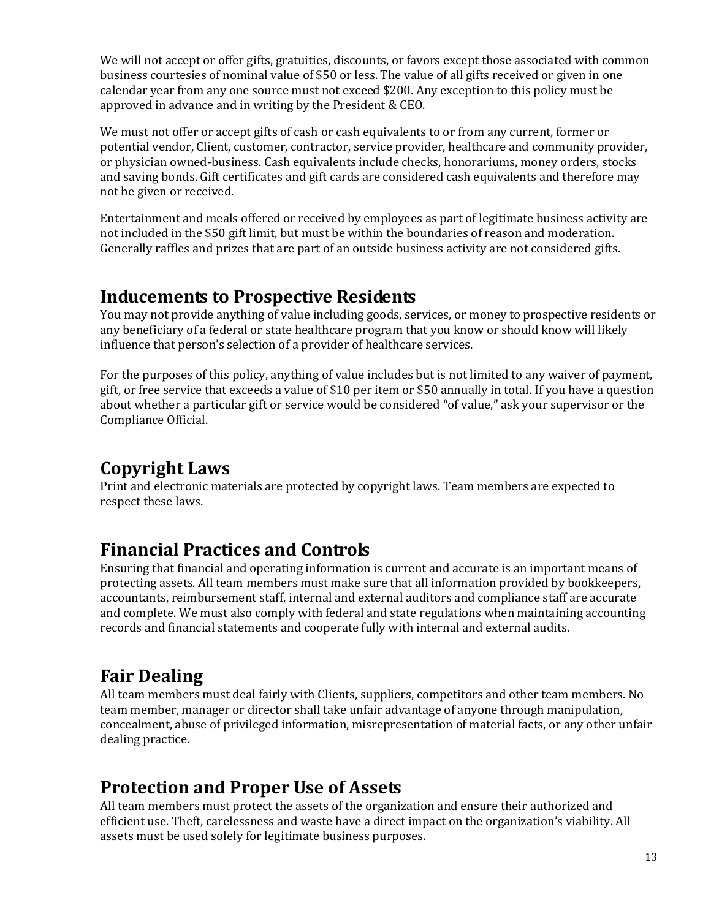We will not accept or offer gifts, gratuities, discounts, or favors except those associated with common business courtesies of nominal value of $50 or less. The value of all gifts received or given in one calendar year from any one source must not exceed $200. Any exception to this policy must be approved in advance and in writing by the President & CEO.

We must not offer or accept gifts of cash or cash equivalents to or from any current, former or potential vendor, Client, customer, contractor, service provider, healthcare and community provider, or physician owned-business. Cash equivalents include checks, honorariums, money orders, stocks and saving bonds. Gift certificates and gift cards are considered cash equivalents and therefore may not be given or received.

Entertainment and meals offered or received by employees as part of legitimate business activity are not included in the $50 gift limit, but must be within the boundaries of reason and moderation. Generally raffles and prizes that are part of an outside business activity are not considered gifts.

## Inducements to Prospective Residents

You may not provide anything of value including goods, services, or money to prospective residents or any beneficiary of a federal or state healthcare program that you know or should know will likely influence that person's selection of a provider of healthcare services.

For the purposes of this policy, anything of value includes but is not limited to any waiver of payment, gift, or free service that exceeds a value of $10 per item or $50 annually in total. If you have a question about whether a particular gift or service would be considered "of value," ask your supervisor or the Compliance Official.

## Copyright Laws

Print and electronic materials are protected by copyright laws. Team members are expected to respect these laws.

## Financial Practices and Controls

Ensuring that financial and operating information is current and accurate is an important means of protecting assets. All team members must make sure that all information provided by bookkeepers, accountants, reimbursement staff, internal and external auditors and compliance staff are accurate and complete. We must also comply with federal and state regulations when maintaining accounting records and financial statements and cooperate fully with internal and external audits.

## Fair Dealing

All team members must deal fairly with Clients, suppliers, competitors and other team members. No team member, manager or director shall take unfair advantage of anyone through manipulation, concealment, abuse of privileged information, misrepresentation of material facts, or any other unfair dealing practice.

## Protection and Proper Use of Assets

All team members must protect the assets of the organization and ensure their authorized and efficient use. Theft, carelessness and waste have a direct impact on the organization's viability. All assets must be used solely for legitimate business purposes.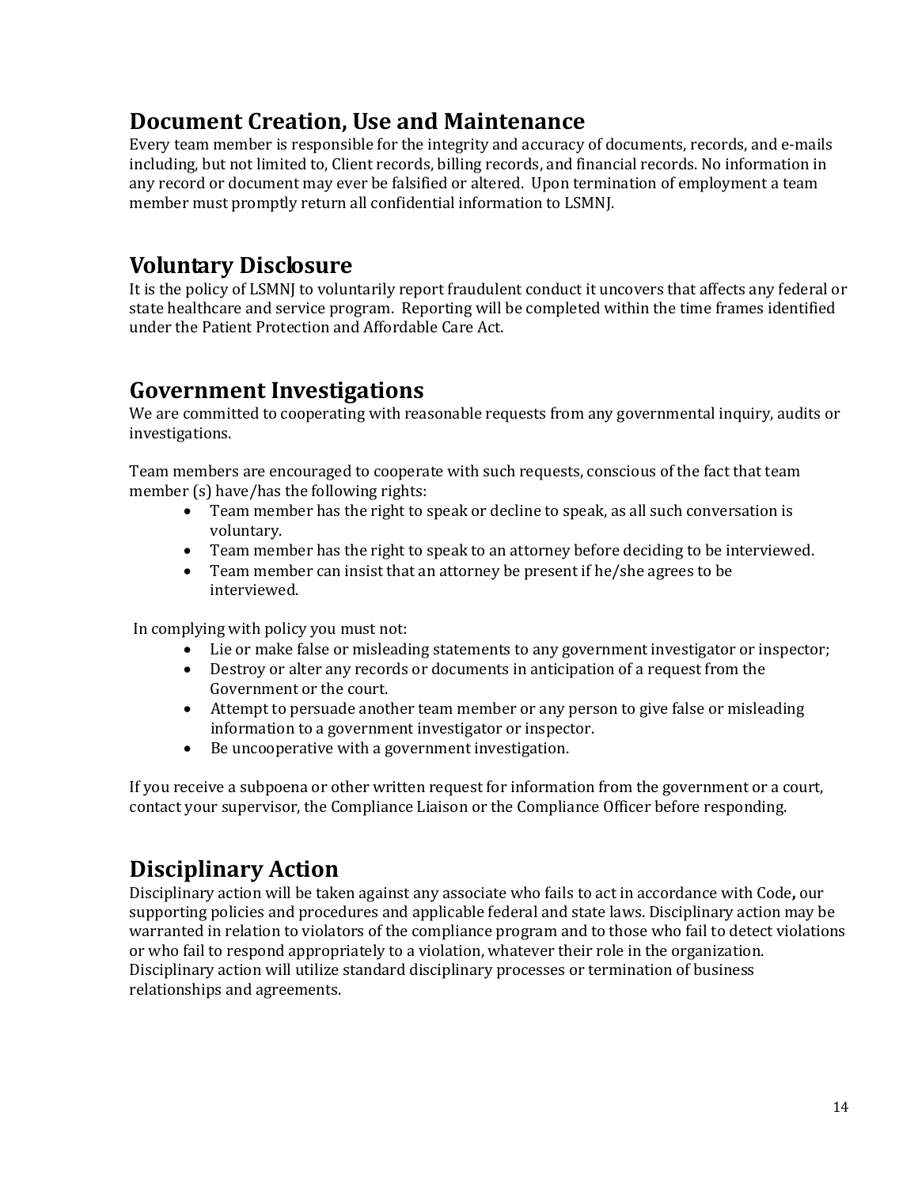## Document Creation, Use and Maintenance

Every team member is responsible for the integrity and accuracy of documents, records, and e-mails including, but not limited to, Client records, billing records, and financial records. No information in any record or document may ever be falsified or altered. Upon termination of employment a team member must promptly return all confidential information to LSMNJ.

## Voluntary Disclosure

It is the policy of LSMNJ to voluntarily report fraudulent conduct it uncovers that affects any federal or state healthcare and service program. Reporting will be completed within the time frames identified under the Patient Protection and Affordable Care Act.

## Government Investigations

We are committed to cooperating with reasonable requests from any governmental inquiry, audits or investigations.

Team members are encouraged to cooperate with such requests, conscious of the fact that team member (s) have/has the following rights:

- Team member has the right to speak or decline to speak, as all such conversation is voluntary.
- Team member has the right to speak to an attorney before deciding to be interviewed.
- Team member can insist that an attorney be present if he/she agrees to be interviewed.

In complying with policy you must not:

- Lie or make false or misleading statements to any government investigator or inspector;
- Destroy or alter any records or documents in anticipation of a request from the Government or the court.
- Attempt to persuade another team member or any person to give false or misleading information to a government investigator or inspector.
- Be uncooperative with a government investigation.

If you receive a subpoena or other written request for information from the government or a court, contact your supervisor, the Compliance Liaison or the Compliance Officer before responding.

## Disciplinary Action

Disciplinary action will be taken against any associate who fails to act in accordance with Code**,** our supporting policies and procedures and applicable federal and state laws. Disciplinary action may be warranted in relation to violators of the compliance program and to those who fail to detect violations or who fail to respond appropriately to a violation, whatever their role in the organization. Disciplinary action will utilize standard disciplinary processes or termination of business relationships and agreements.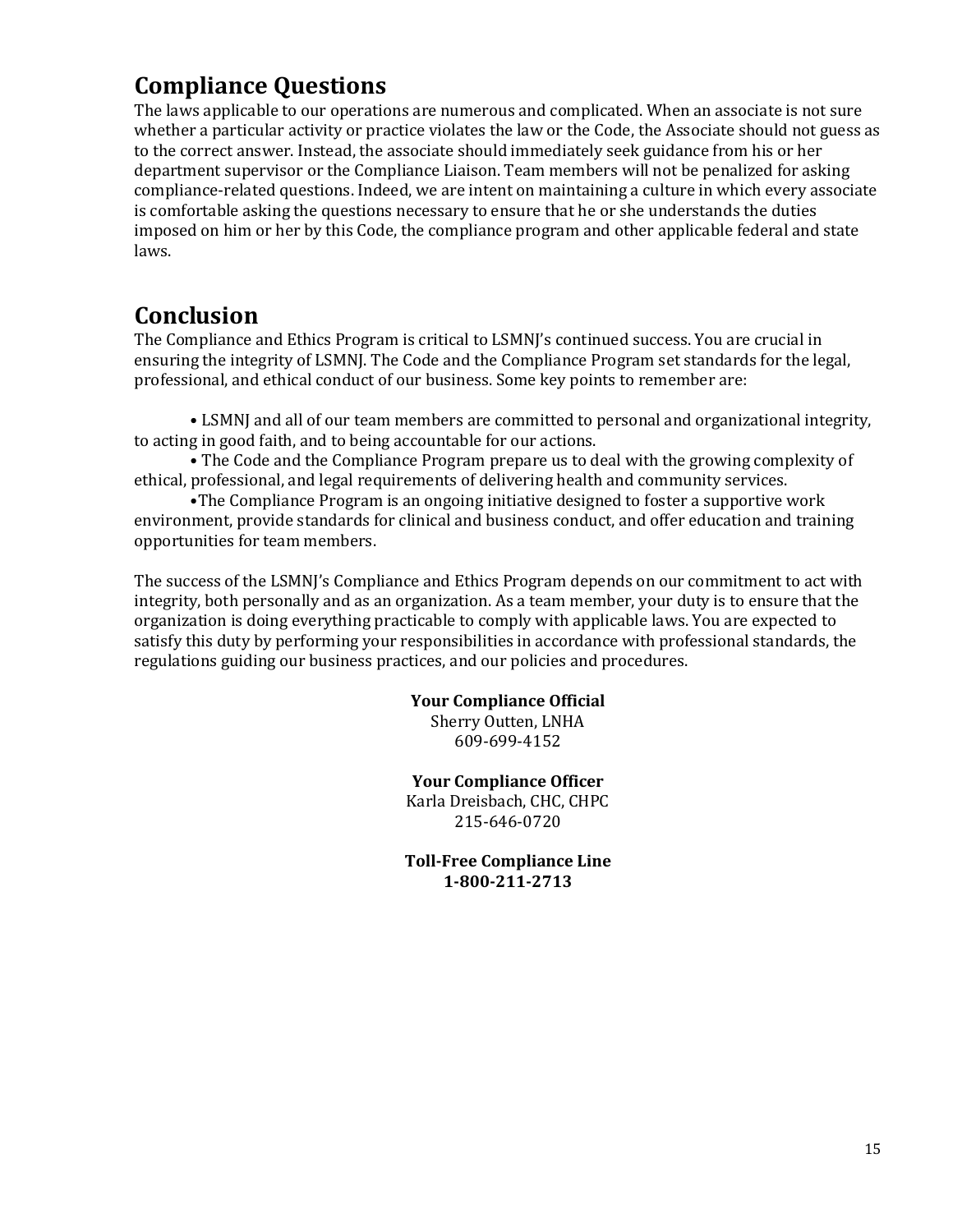## Compliance Questions

The laws applicable to our operations are numerous and complicated. When an associate is not sure whether a particular activity or practice violates the law or the Code, the Associate should not guess as to the correct answer. Instead, the associate should immediately seek guidance from his or her department supervisor or the Compliance Liaison. Team members will not be penalized for asking compliance-related questions. Indeed, we are intent on maintaining a culture in which every associate is comfortable asking the questions necessary to ensure that he or she understands the duties imposed on him or her by this Code, the compliance program and other applicable federal and state laws.

## Conclusion

The Compliance and Ethics Program is critical to LSMNJ's continued success. You are crucial in ensuring the integrity of LSMNJ. The Code and the Compliance Program set standards for the legal, professional, and ethical conduct of our business. Some key points to remember are:

- LSMNJ and all of our team members are committed to personal and organizational integrity, to acting in good faith, and to being accountable for our actions.
- The Code and the Compliance Program prepare us to deal with the growing complexity of ethical, professional, and legal requirements of delivering health and community services.
- The Compliance Program is an ongoing initiative designed to foster a supportive work environment, provide standards for clinical and business conduct, and offer education and training opportunities for team members.

The success of the LSMNJ's Compliance and Ethics Program depends on our commitment to act with integrity, both personally and as an organization. As a team member, your duty is to ensure that the organization is doing everything practicable to comply with applicable laws. You are expected to satisfy this duty by performing your responsibilities in accordance with professional standards, the regulations guiding our business practices, and our policies and procedures.

**Your Compliance Official**
Sherry Outten, LNHA
609-699-4152

**Your Compliance Officer**
Karla Dreisbach, CHC, CHPC
215-646-0720

**Toll-Free Compliance Line**
**1-800-211-2713**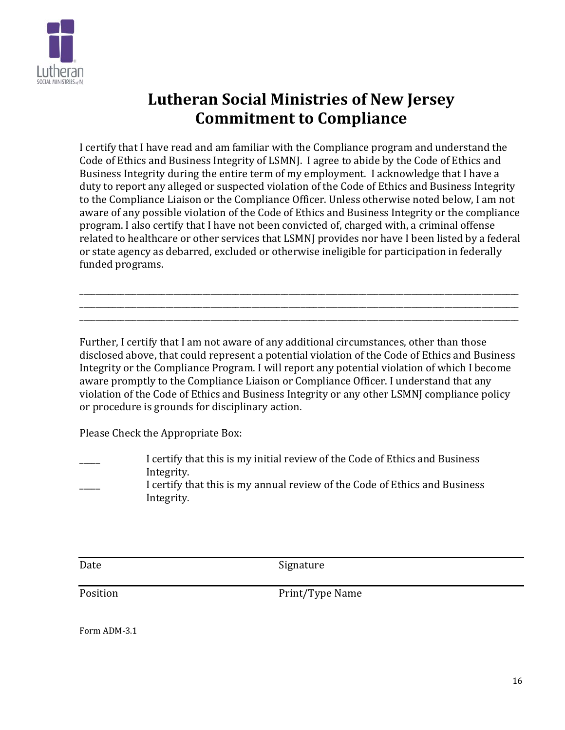# Lutheran Social Ministries of New Jersey
# Commitment to Compliance

I certify that I have read and am familiar with the Compliance program and understand the Code of Ethics and Business Integrity of LSMNJ. I agree to abide by the Code of Ethics and Business Integrity during the entire term of my employment. I acknowledge that I have a duty to report any alleged or suspected violation of the Code of Ethics and Business Integrity to the Compliance Liaison or the Compliance Officer. Unless otherwise noted below, I am not aware of any possible violation of the Code of Ethics and Business Integrity or the compliance program. I also certify that I have not been convicted of, charged with, a criminal offense related to healthcare or other services that LSMNJ provides nor have I been listed by a federal or state agency as debarred, excluded or otherwise ineligible for participation in federally funded programs.

______________________________________________________________________________________
______________________________________________________________________________________
______________________________________________________________________________________

Further, I certify that I am not aware of any additional circumstances, other than those disclosed above, that could represent a potential violation of the Code of Ethics and Business Integrity or the Compliance Program. I will report any potential violation of which I become aware promptly to the Compliance Liaison or Compliance Officer. I understand that any violation of the Code of Ethics and Business Integrity or any other LSMNJ compliance policy or procedure is grounds for disciplinary action.

Please Check the Appropriate Box:

_____ I certify that this is my initial review of the Code of Ethics and Business Integrity.

_____ I certify that this is my annual review of the Code of Ethics and Business Integrity.

| | |
|---|---|
| Date | Signature |
| Position | Print/Type Name |

Form ADM-3.1